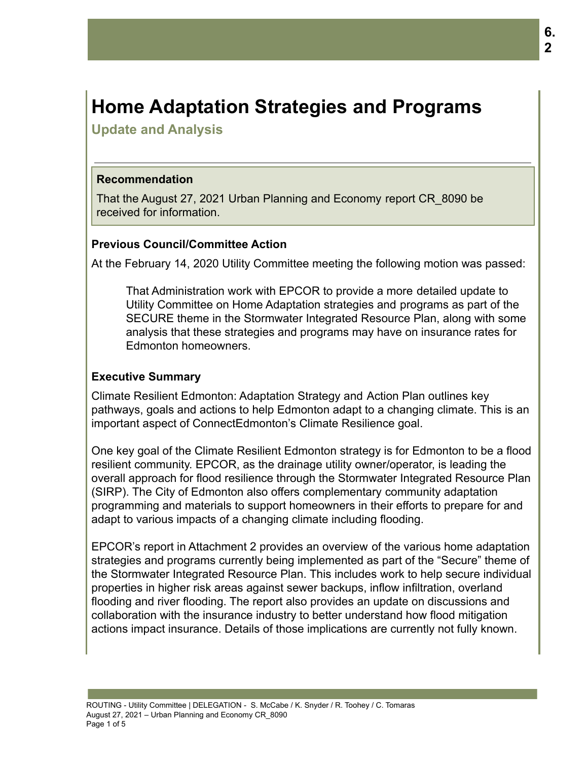# Home Adaptation Strategies and Programs

## Update and Analysis

### Recommendation

That the August 27, 2021 Urban Planning and Economy report CR_8090 be received for information.

### Previous Council/Committee Action

At the February 14, 2020 Utility Committee meeting the following motion was passed:

> That Administration work with EPCOR to provide a more detailed update to Utility Committee on Home Adaptation strategies and programs as part of the SECURE theme in the Stormwater Integrated Resource Plan, along with some analysis that these strategies and programs may have on insurance rates for Edmonton homeowners.

### Executive Summary

Climate Resilient Edmonton: Adaptation Strategy and Action Plan outlines key pathways, goals and actions to help Edmonton adapt to a changing climate. This is an important aspect of ConnectEdmonton's Climate Resilience goal.

One key goal of the Climate Resilient Edmonton strategy is for Edmonton to be a flood resilient community. EPCOR, as the drainage utility owner/operator, is leading the overall approach for flood resilience through the Stormwater Integrated Resource Plan (SIRP). The City of Edmonton also offers complementary community adaptation programming and materials to support homeowners in their efforts to prepare for and adapt to various impacts of a changing climate including flooding.

EPCOR's report in Attachment 2 provides an overview of the various home adaptation strategies and programs currently being implemented as part of the "Secure" theme of the Stormwater Integrated Resource Plan. This includes work to help secure individual properties in higher risk areas against sewer backups, inflow infiltration, overland flooding and river flooding. The report also provides an update on discussions and collaboration with the insurance industry to better understand how flood mitigation actions impact insurance. Details of those implications are currently not fully known.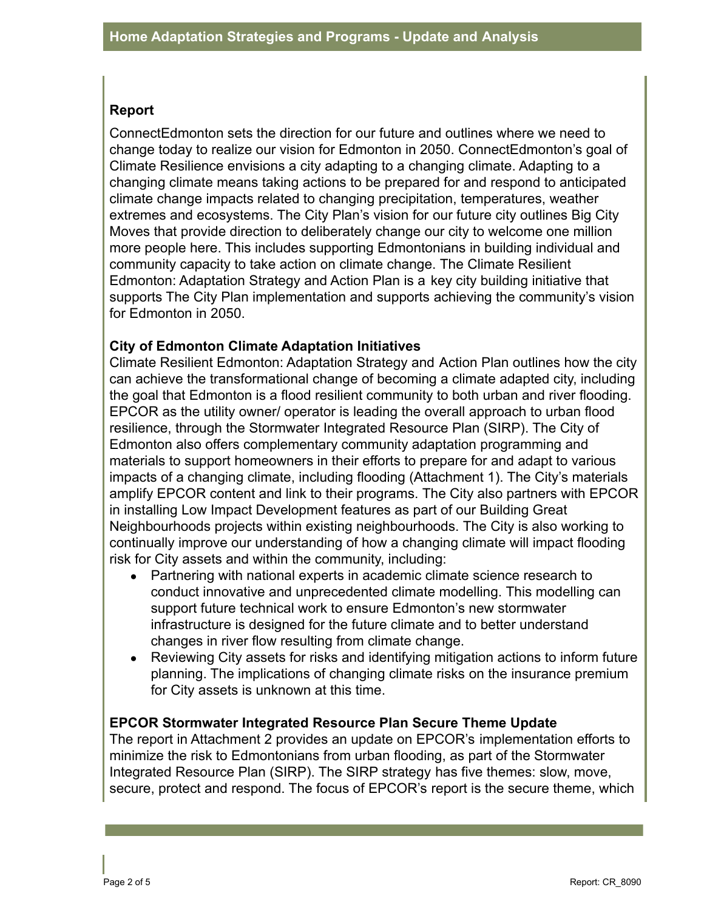## Report

ConnectEdmonton sets the direction for our future and outlines where we need to change today to realize our vision for Edmonton in 2050. ConnectEdmonton's goal of Climate Resilience envisions a city adapting to a changing climate. Adapting to a changing climate means taking actions to be prepared for and respond to anticipated climate change impacts related to changing precipitation, temperatures, weather extremes and ecosystems. The City Plan's vision for our future city outlines Big City Moves that provide direction to deliberately change our city to welcome one million more people here. This includes supporting Edmontonians in building individual and community capacity to take action on climate change. The Climate Resilient Edmonton: Adaptation Strategy and Action Plan is a key city building initiative that supports The City Plan implementation and supports achieving the community's vision for Edmonton in 2050.

### City of Edmonton Climate Adaptation Initiatives

Climate Resilient Edmonton: Adaptation Strategy and Action Plan outlines how the city can achieve the transformational change of becoming a climate adapted city, including the goal that Edmonton is a flood resilient community to both urban and river flooding. EPCOR as the utility owner/ operator is leading the overall approach to urban flood resilience, through the Stormwater Integrated Resource Plan (SIRP). The City of Edmonton also offers complementary community adaptation programming and materials to support homeowners in their efforts to prepare for and adapt to various impacts of a changing climate, including flooding (Attachment 1). The City's materials amplify EPCOR content and link to their programs. The City also partners with EPCOR in installing Low Impact Development features as part of our Building Great Neighbourhoods projects within existing neighbourhoods. The City is also working to continually improve our understanding of how a changing climate will impact flooding risk for City assets and within the community, including:

- Partnering with national experts in academic climate science research to conduct innovative and unprecedented climate modelling. This modelling can support future technical work to ensure Edmonton's new stormwater infrastructure is designed for the future climate and to better understand changes in river flow resulting from climate change.
- Reviewing City assets for risks and identifying mitigation actions to inform future planning. The implications of changing climate risks on the insurance premium for City assets is unknown at this time.

### EPCOR Stormwater Integrated Resource Plan Secure Theme Update

The report in Attachment 2 provides an update on EPCOR's implementation efforts to minimize the risk to Edmontonians from urban flooding, as part of the Stormwater Integrated Resource Plan (SIRP). The SIRP strategy has five themes: slow, move, secure, protect and respond. The focus of EPCOR's report is the secure theme, which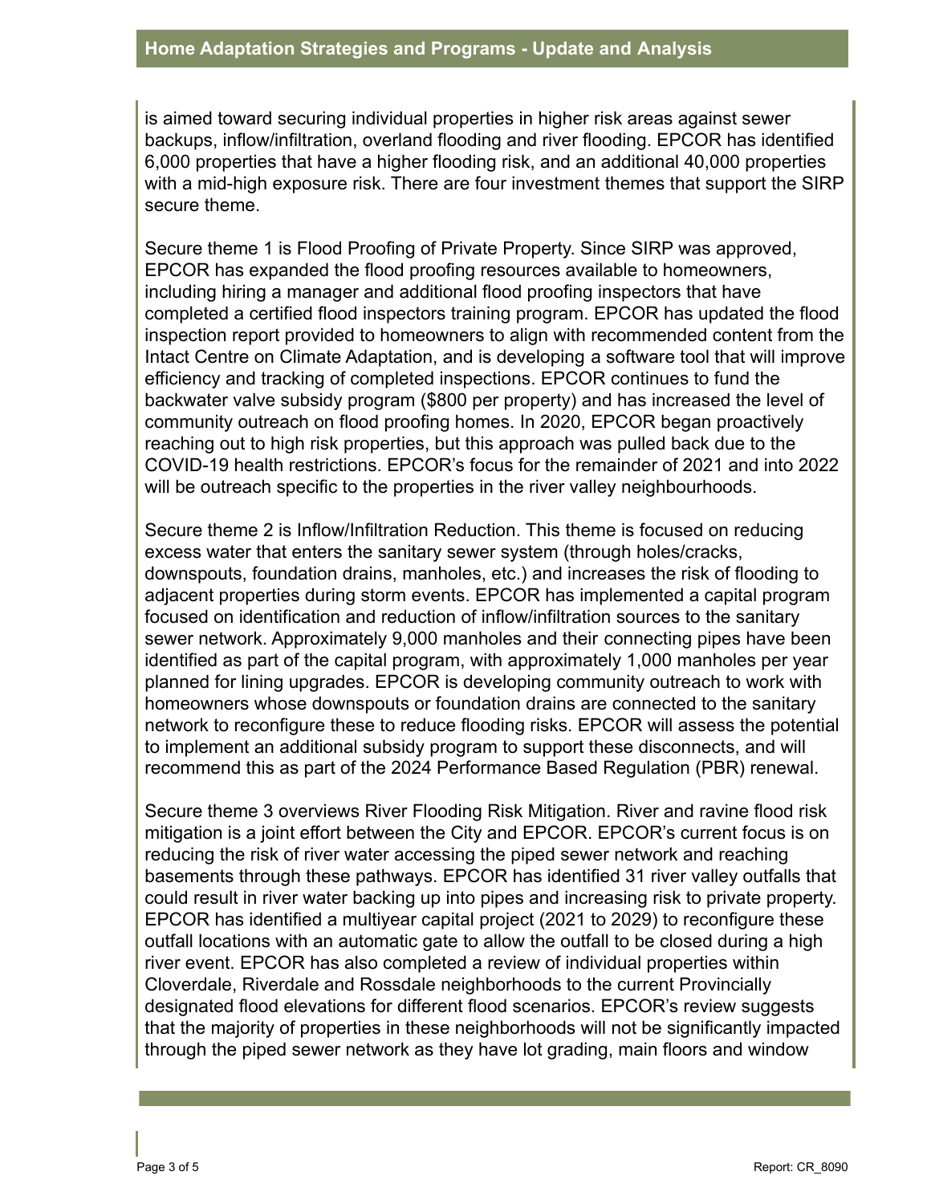is aimed toward securing individual properties in higher risk areas against sewer backups, inflow/infiltration, overland flooding and river flooding. EPCOR has identified 6,000 properties that have a higher flooding risk, and an additional 40,000 properties with a mid-high exposure risk. There are four investment themes that support the SIRP secure theme.

Secure theme 1 is Flood Proofing of Private Property. Since SIRP was approved, EPCOR has expanded the flood proofing resources available to homeowners, including hiring a manager and additional flood proofing inspectors that have completed a certified flood inspectors training program. EPCOR has updated the flood inspection report provided to homeowners to align with recommended content from the Intact Centre on Climate Adaptation, and is developing a software tool that will improve efficiency and tracking of completed inspections. EPCOR continues to fund the backwater valve subsidy program ($800 per property) and has increased the level of community outreach on flood proofing homes. In 2020, EPCOR began proactively reaching out to high risk properties, but this approach was pulled back due to the COVID-19 health restrictions. EPCOR's focus for the remainder of 2021 and into 2022 will be outreach specific to the properties in the river valley neighbourhoods.

Secure theme 2 is Inflow/Infiltration Reduction. This theme is focused on reducing excess water that enters the sanitary sewer system (through holes/cracks, downspouts, foundation drains, manholes, etc.) and increases the risk of flooding to adjacent properties during storm events. EPCOR has implemented a capital program focused on identification and reduction of inflow/infiltration sources to the sanitary sewer network. Approximately 9,000 manholes and their connecting pipes have been identified as part of the capital program, with approximately 1,000 manholes per year planned for lining upgrades. EPCOR is developing community outreach to work with homeowners whose downspouts or foundation drains are connected to the sanitary network to reconfigure these to reduce flooding risks. EPCOR will assess the potential to implement an additional subsidy program to support these disconnects, and will recommend this as part of the 2024 Performance Based Regulation (PBR) renewal.

Secure theme 3 overviews River Flooding Risk Mitigation. River and ravine flood risk mitigation is a joint effort between the City and EPCOR. EPCOR's current focus is on reducing the risk of river water accessing the piped sewer network and reaching basements through these pathways. EPCOR has identified 31 river valley outfalls that could result in river water backing up into pipes and increasing risk to private property. EPCOR has identified a multiyear capital project (2021 to 2029) to reconfigure these outfall locations with an automatic gate to allow the outfall to be closed during a high river event. EPCOR has also completed a review of individual properties within Cloverdale, Riverdale and Rossdale neighborhoods to the current Provincially designated flood elevations for different flood scenarios. EPCOR's review suggests that the majority of properties in these neighborhoods will not be significantly impacted through the piped sewer network as they have lot grading, main floors and window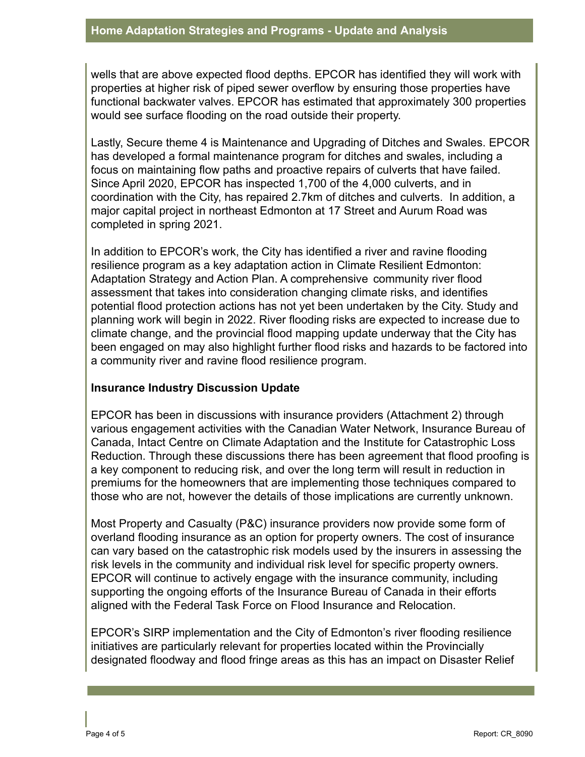wells that are above expected flood depths. EPCOR has identified they will work with properties at higher risk of piped sewer overflow by ensuring those properties have functional backwater valves. EPCOR has estimated that approximately 300 properties would see surface flooding on the road outside their property.

Lastly, Secure theme 4 is Maintenance and Upgrading of Ditches and Swales. EPCOR has developed a formal maintenance program for ditches and swales, including a focus on maintaining flow paths and proactive repairs of culverts that have failed. Since April 2020, EPCOR has inspected 1,700 of the 4,000 culverts, and in coordination with the City, has repaired 2.7km of ditches and culverts. In addition, a major capital project in northeast Edmonton at 17 Street and Aurum Road was completed in spring 2021.

In addition to EPCOR's work, the City has identified a river and ravine flooding resilience program as a key adaptation action in Climate Resilient Edmonton: Adaptation Strategy and Action Plan. A comprehensive community river flood assessment that takes into consideration changing climate risks, and identifies potential flood protection actions has not yet been undertaken by the City. Study and planning work will begin in 2022. River flooding risks are expected to increase due to climate change, and the provincial flood mapping update underway that the City has been engaged on may also highlight further flood risks and hazards to be factored into a community river and ravine flood resilience program.

**Insurance Industry Discussion Update**

EPCOR has been in discussions with insurance providers (Attachment 2) through various engagement activities with the Canadian Water Network, Insurance Bureau of Canada, Intact Centre on Climate Adaptation and the Institute for Catastrophic Loss Reduction. Through these discussions there has been agreement that flood proofing is a key component to reducing risk, and over the long term will result in reduction in premiums for the homeowners that are implementing those techniques compared to those who are not, however the details of those implications are currently unknown.

Most Property and Casualty (P&C) insurance providers now provide some form of overland flooding insurance as an option for property owners. The cost of insurance can vary based on the catastrophic risk models used by the insurers in assessing the risk levels in the community and individual risk level for specific property owners. EPCOR will continue to actively engage with the insurance community, including supporting the ongoing efforts of the Insurance Bureau of Canada in their efforts aligned with the Federal Task Force on Flood Insurance and Relocation.

EPCOR's SIRP implementation and the City of Edmonton's river flooding resilience initiatives are particularly relevant for properties located within the Provincially designated floodway and flood fringe areas as this has an impact on Disaster Relief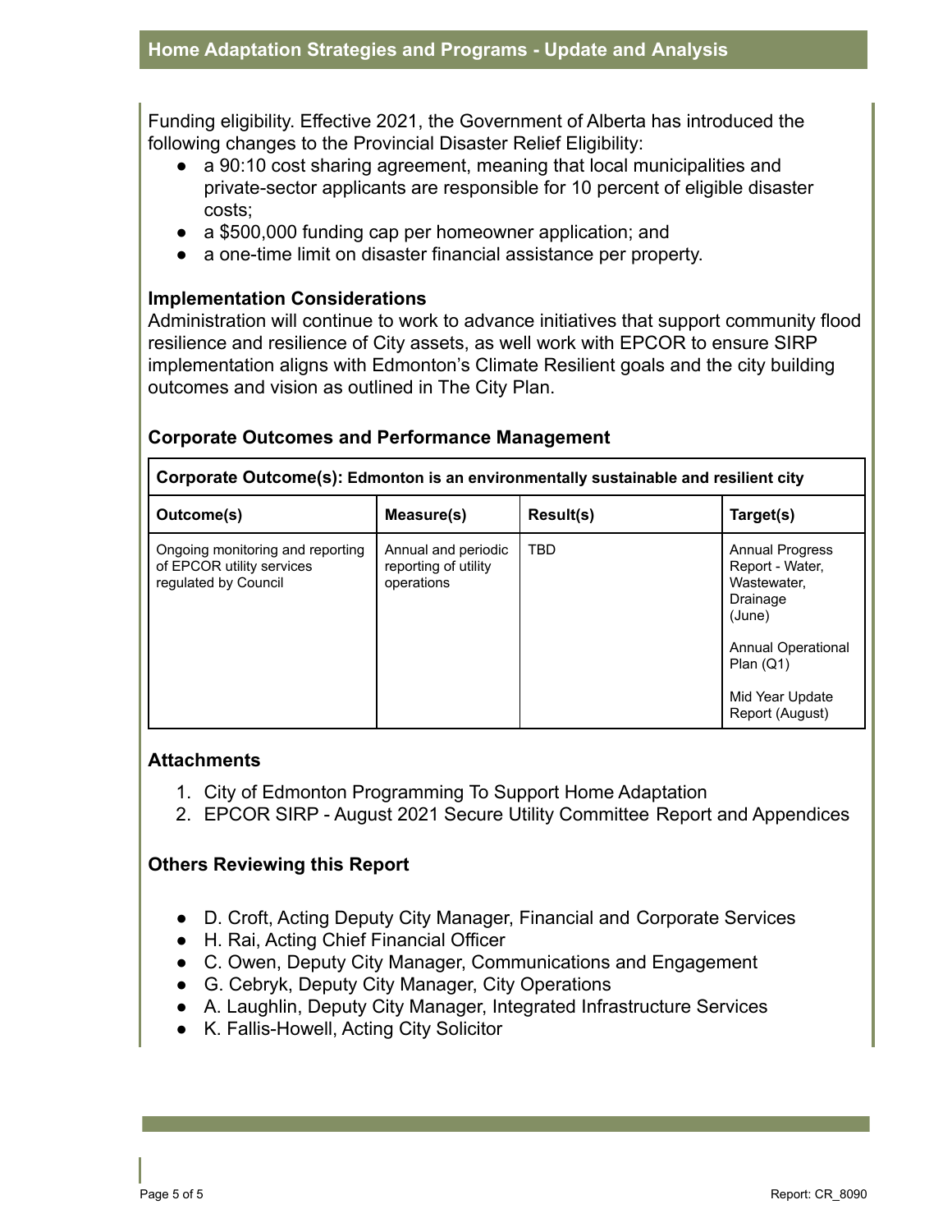Funding eligibility. Effective 2021, the Government of Alberta has introduced the following changes to the Provincial Disaster Relief Eligibility:

- a 90:10 cost sharing agreement, meaning that local municipalities and private-sector applicants are responsible for 10 percent of eligible disaster costs;
- a $500,000 funding cap per homeowner application; and
- a one-time limit on disaster financial assistance per property.

### Implementation Considerations

Administration will continue to work to advance initiatives that support community flood resilience and resilience of City assets, as well work with EPCOR to ensure SIRP implementation aligns with Edmonton's Climate Resilient goals and the city building outcomes and vision as outlined in The City Plan.

### Corporate Outcomes and Performance Management

| **Corporate Outcome(s):** Edmonton is an environmentally sustainable and resilient city | | | |
|---|---|---|---|
| **Outcome(s)** | **Measure(s)** | **Result(s)** | **Target(s)** |
| Ongoing monitoring and reporting of EPCOR utility services regulated by Council | Annual and periodic reporting of utility operations | TBD | Annual Progress Report - Water, Wastewater, Drainage (June)<br><br>Annual Operational Plan (Q1)<br><br>Mid Year Update Report (August) |

### Attachments

1. City of Edmonton Programming To Support Home Adaptation
2. EPCOR SIRP - August 2021 Secure Utility Committee Report and Appendices

### Others Reviewing this Report

- D. Croft, Acting Deputy City Manager, Financial and Corporate Services
- H. Rai, Acting Chief Financial Officer
- C. Owen, Deputy City Manager, Communications and Engagement
- G. Cebryk, Deputy City Manager, City Operations
- A. Laughlin, Deputy City Manager, Integrated Infrastructure Services
- K. Fallis-Howell, Acting City Solicitor